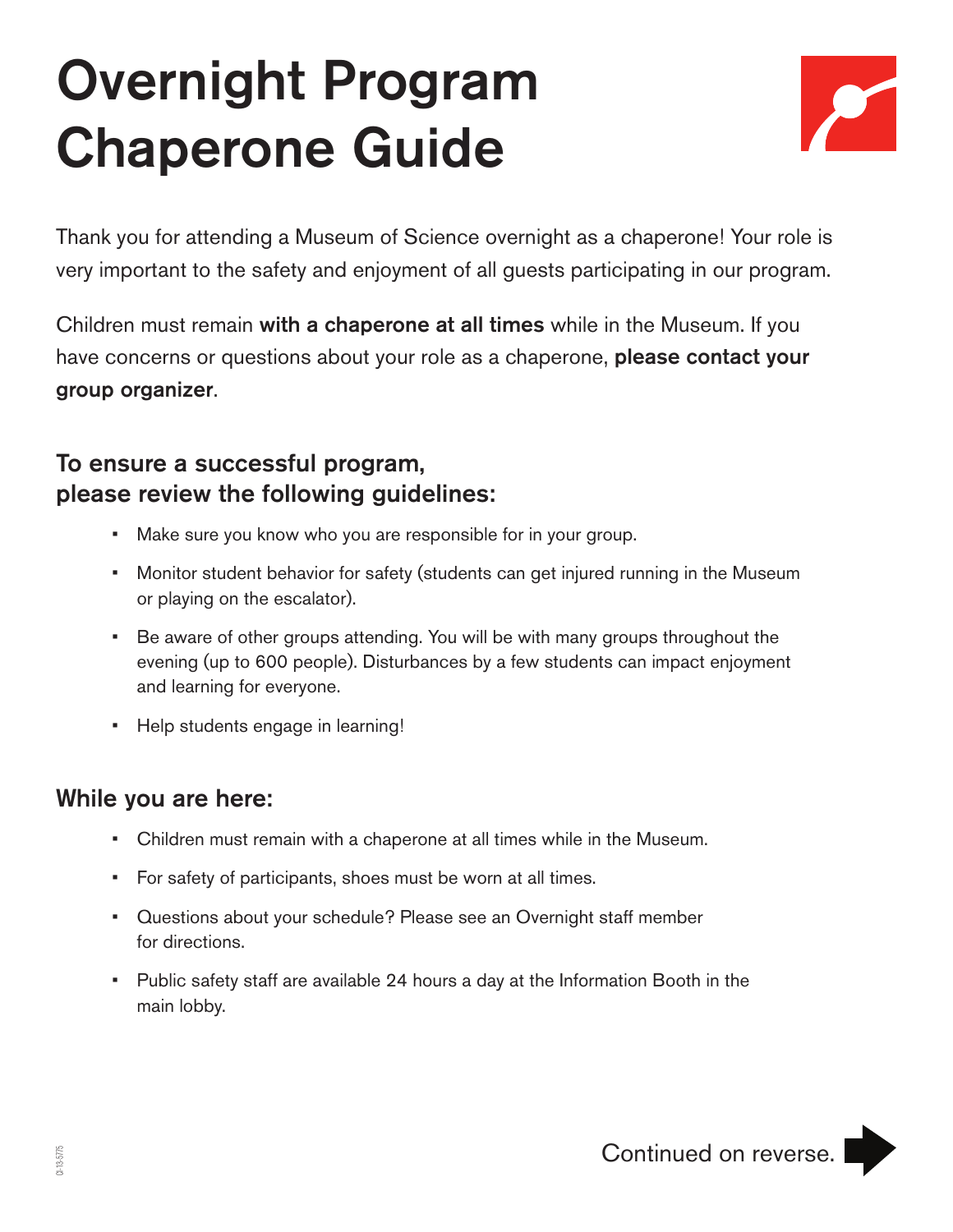# Overnight Program Chaperone Guide

Thank you for attending a Museum of Science overnight as a chaperone! Your role is very important to the safety and enjoyment of all guests participating in our program.

Children must remain **with a chaperone at all times** while in the Museum. If you have concerns or questions about your role as a chaperone, **please contact your group organizer**.

## To ensure a successful program, please review the following guidelines:

- Make sure you know who you are responsible for in your group.
- Monitor student behavior for safety (students can get injured running in the Museum or playing on the escalator).
- Be aware of other groups attending. You will be with many groups throughout the evening (up to 600 people). Disturbances by a few students can impact enjoyment and learning for everyone.
- Help students engage in learning!

## While you are here:

- Children must remain with a chaperone at all times while in the Museum.
- For safety of participants, shoes must be worn at all times.
- Questions about your schedule? Please see an Overnight staff member for directions.
- Public safety staff are available 24 hours a day at the Information Booth in the main lobby.

Continued on reverse.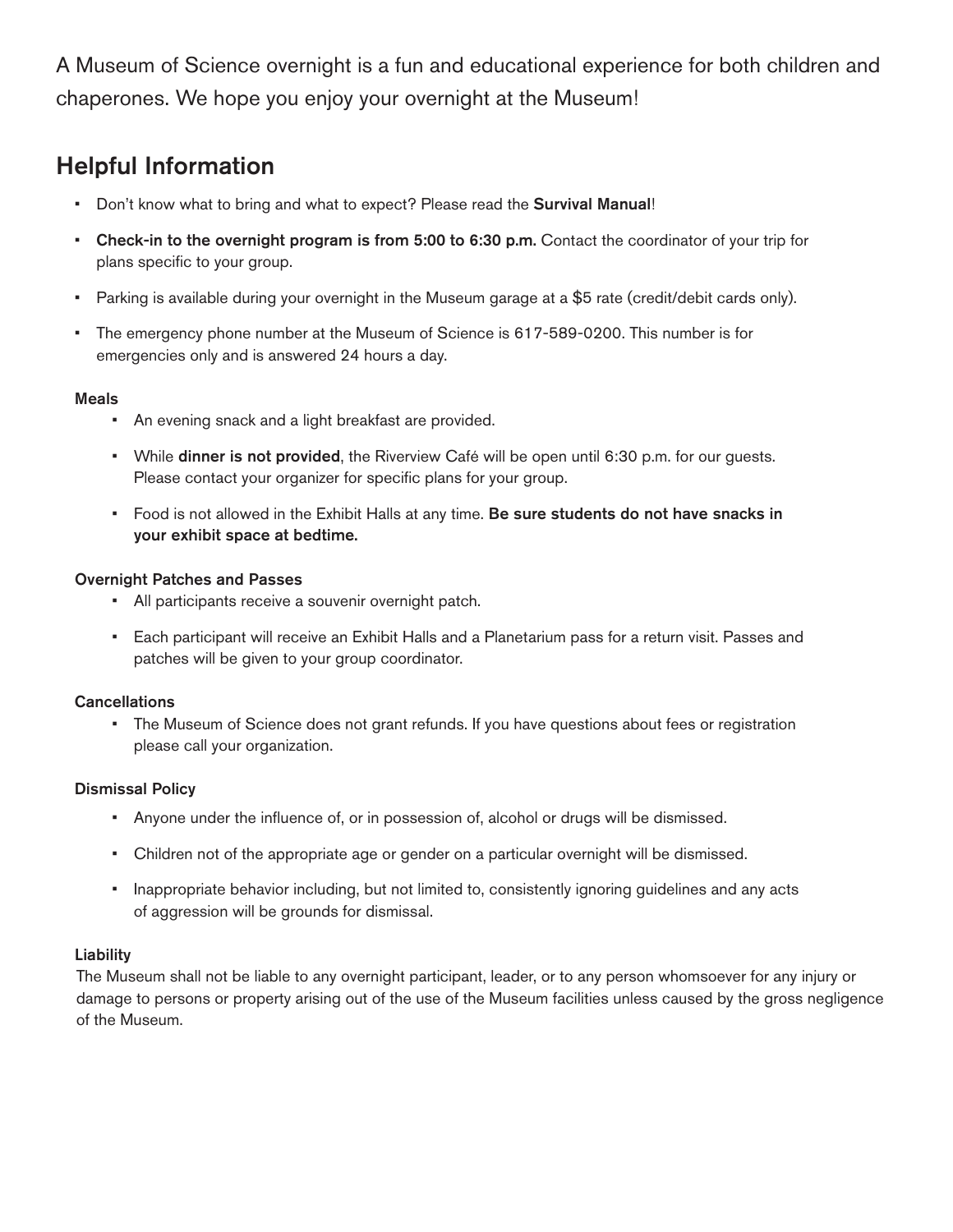A Museum of Science overnight is a fun and educational experience for both children and chaperones. We hope you enjoy your overnight at the Museum!

## Helpful Information

- Don't know what to bring and what to expect? Please read the **Survival Manual**!
- **Check-in to the overnight program is from 5:00 to 6:30 p.m.** Contact the coordinator of your trip for plans specific to your group.
- Parking is available during your overnight in the Museum garage at a $5 rate (credit/debit cards only).
- The emergency phone number at the Museum of Science is 617-589-0200. This number is for emergencies only and is answered 24 hours a day.

### Meals

- An evening snack and a light breakfast are provided.
- While **dinner is not provided**, the Riverview Café will be open until 6:30 p.m. for our guests. Please contact your organizer for specific plans for your group.
- Food is not allowed in the Exhibit Halls at any time. **Be sure students do not have snacks in your exhibit space at bedtime.**

### Overnight Patches and Passes

- All participants receive a souvenir overnight patch.
- Each participant will receive an Exhibit Halls and a Planetarium pass for a return visit. Passes and patches will be given to your group coordinator.

### Cancellations

- The Museum of Science does not grant refunds. If you have questions about fees or registration please call your organization.

### Dismissal Policy

- Anyone under the influence of, or in possession of, alcohol or drugs will be dismissed.
- Children not of the appropriate age or gender on a particular overnight will be dismissed.
- Inappropriate behavior including, but not limited to, consistently ignoring guidelines and any acts of aggression will be grounds for dismissal.

### Liability

The Museum shall not be liable to any overnight participant, leader, or to any person whomsoever for any injury or damage to persons or property arising out of the use of the Museum facilities unless caused by the gross negligence of the Museum.